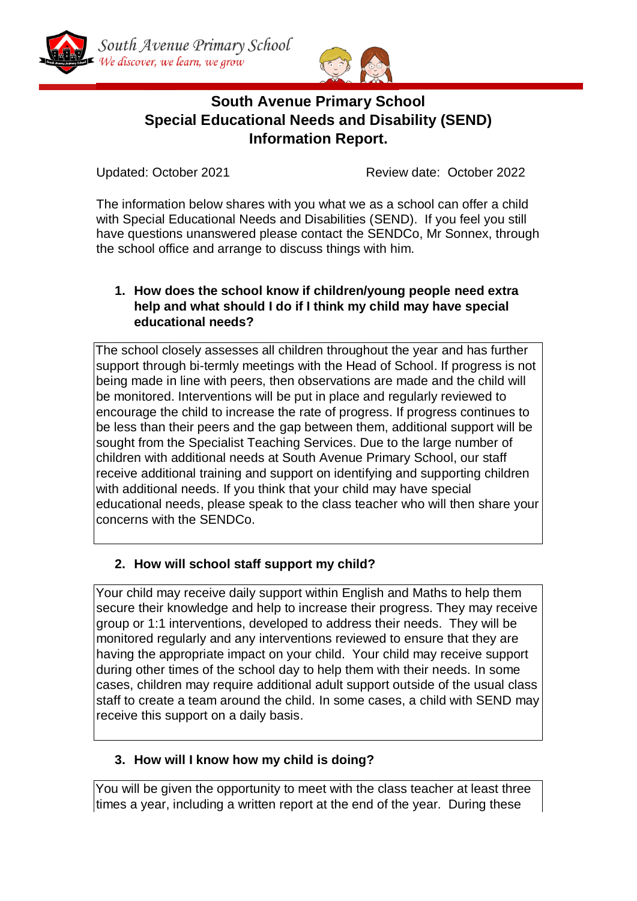South Avenue Primary School
*We discover, we learn, we grow*

# South Avenue Primary School
# Special Educational Needs and Disability (SEND) Information Report.

Updated: October 2021 Review date: October 2022

The information below shares with you what we as a school can offer a child with Special Educational Needs and Disabilities (SEND). If you feel you still have questions unanswered please contact the SENDCo, Mr Sonnex, through the school office and arrange to discuss things with him.

1. **How does the school know if children/young people need extra help and what should I do if I think my child may have special educational needs?**

The school closely assesses all children throughout the year and has further support through bi-termly meetings with the Head of School. If progress is not being made in line with peers, then observations are made and the child will be monitored. Interventions will be put in place and regularly reviewed to encourage the child to increase the rate of progress. If progress continues to be less than their peers and the gap between them, additional support will be sought from the Specialist Teaching Services. Due to the large number of children with additional needs at South Avenue Primary School, our staff receive additional training and support on identifying and supporting children with additional needs. If you think that your child may have special educational needs, please speak to the class teacher who will then share your concerns with the SENDCo.

2. **How will school staff support my child?**

Your child may receive daily support within English and Maths to help them secure their knowledge and help to increase their progress. They may receive group or 1:1 interventions, developed to address their needs. They will be monitored regularly and any interventions reviewed to ensure that they are having the appropriate impact on your child. Your child may receive support during other times of the school day to help them with their needs. In some cases, children may require additional adult support outside of the usual class staff to create a team around the child. In some cases, a child with SEND may receive this support on a daily basis.

3. **How will I know how my child is doing?**

You will be given the opportunity to meet with the class teacher at least three times a year, including a written report at the end of the year. During these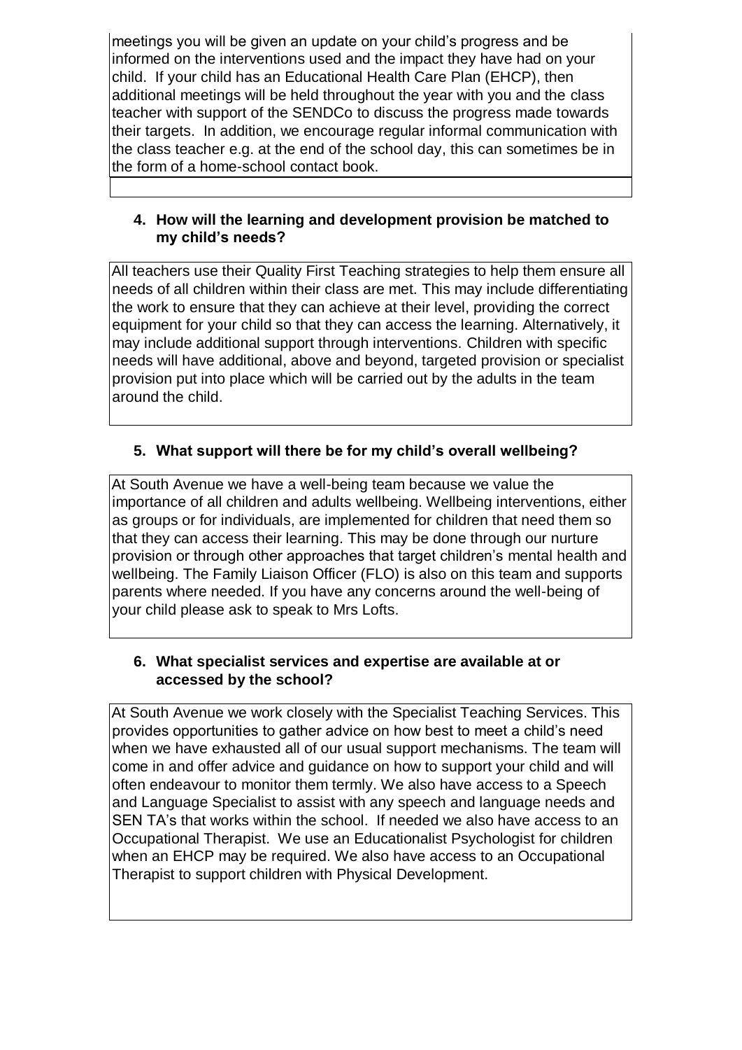meetings you will be given an update on your child's progress and be informed on the interventions used and the impact they have had on your child. If your child has an Educational Health Care Plan (EHCP), then additional meetings will be held throughout the year with you and the class teacher with support of the SENDCo to discuss the progress made towards their targets. In addition, we encourage regular informal communication with the class teacher e.g. at the end of the school day, this can sometimes be in the form of a home-school contact book.

## 4. How will the learning and development provision be matched to my child's needs?

All teachers use their Quality First Teaching strategies to help them ensure all needs of all children within their class are met. This may include differentiating the work to ensure that they can achieve at their level, providing the correct equipment for your child so that they can access the learning. Alternatively, it may include additional support through interventions. Children with specific needs will have additional, above and beyond, targeted provision or specialist provision put into place which will be carried out by the adults in the team around the child.

## 5. What support will there be for my child's overall wellbeing?

At South Avenue we have a well-being team because we value the importance of all children and adults wellbeing. Wellbeing interventions, either as groups or for individuals, are implemented for children that need them so that they can access their learning. This may be done through our nurture provision or through other approaches that target children's mental health and wellbeing. The Family Liaison Officer (FLO) is also on this team and supports parents where needed. If you have any concerns around the well-being of your child please ask to speak to Mrs Lofts.

## 6. What specialist services and expertise are available at or accessed by the school?

At South Avenue we work closely with the Specialist Teaching Services. This provides opportunities to gather advice on how best to meet a child's need when we have exhausted all of our usual support mechanisms. The team will come in and offer advice and guidance on how to support your child and will often endeavour to monitor them termly. We also have access to a Speech and Language Specialist to assist with any speech and language needs and SEN TA's that works within the school. If needed we also have access to an Occupational Therapist. We use an Educationalist Psychologist for children when an EHCP may be required. We also have access to an Occupational Therapist to support children with Physical Development.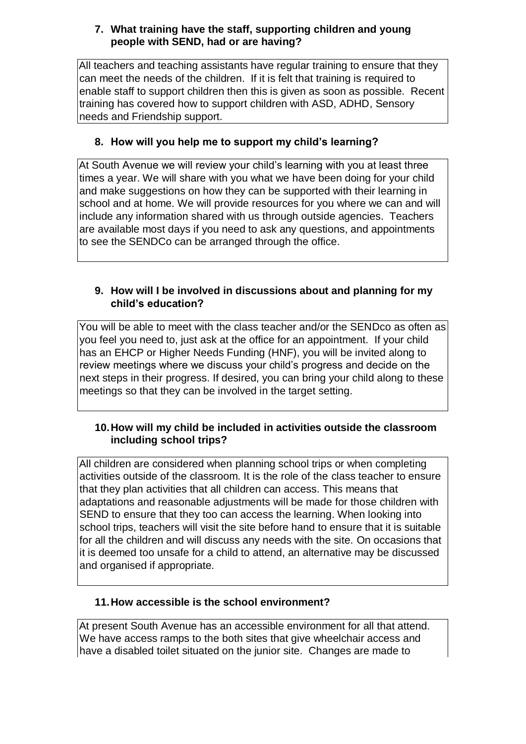## 7. What training have the staff, supporting children and young people with SEND, had or are having?

All teachers and teaching assistants have regular training to ensure that they can meet the needs of the children. If it is felt that training is required to enable staff to support children then this is given as soon as possible. Recent training has covered how to support children with ASD, ADHD, Sensory needs and Friendship support.

## 8. How will you help me to support my child's learning?

At South Avenue we will review your child's learning with you at least three times a year. We will share with you what we have been doing for your child and make suggestions on how they can be supported with their learning in school and at home. We will provide resources for you where we can and will include any information shared with us through outside agencies. Teachers are available most days if you need to ask any questions, and appointments to see the SENDCo can be arranged through the office.

## 9. How will I be involved in discussions about and planning for my child's education?

You will be able to meet with the class teacher and/or the SENDco as often as you feel you need to, just ask at the office for an appointment. If your child has an EHCP or Higher Needs Funding (HNF), you will be invited along to review meetings where we discuss your child's progress and decide on the next steps in their progress. If desired, you can bring your child along to these meetings so that they can be involved in the target setting.

## 10. How will my child be included in activities outside the classroom including school trips?

All children are considered when planning school trips or when completing activities outside of the classroom. It is the role of the class teacher to ensure that they plan activities that all children can access. This means that adaptations and reasonable adjustments will be made for those children with SEND to ensure that they too can access the learning. When looking into school trips, teachers will visit the site before hand to ensure that it is suitable for all the children and will discuss any needs with the site. On occasions that it is deemed too unsafe for a child to attend, an alternative may be discussed and organised if appropriate.

## 11. How accessible is the school environment?

At present South Avenue has an accessible environment for all that attend. We have access ramps to the both sites that give wheelchair access and have a disabled toilet situated on the junior site. Changes are made to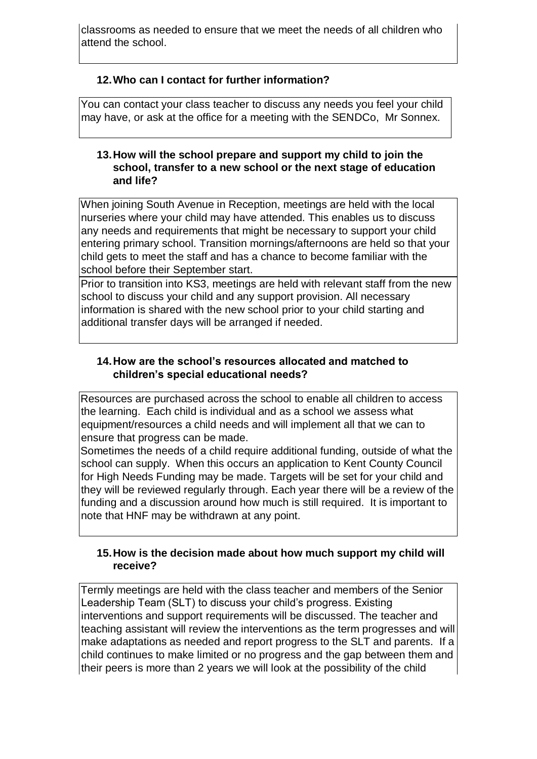classrooms as needed to ensure that we meet the needs of all children who attend the school.

### 12. Who can I contact for further information?

You can contact your class teacher to discuss any needs you feel your child may have, or ask at the office for a meeting with the SENDCo, Mr Sonnex.

### 13. How will the school prepare and support my child to join the school, transfer to a new school or the next stage of education and life?

When joining South Avenue in Reception, meetings are held with the local nurseries where your child may have attended. This enables us to discuss any needs and requirements that might be necessary to support your child entering primary school. Transition mornings/afternoons are held so that your child gets to meet the staff and has a chance to become familiar with the school before their September start.

Prior to transition into KS3, meetings are held with relevant staff from the new school to discuss your child and any support provision. All necessary information is shared with the new school prior to your child starting and additional transfer days will be arranged if needed.

### 14. How are the school's resources allocated and matched to children's special educational needs?

Resources are purchased across the school to enable all children to access the learning. Each child is individual and as a school we assess what equipment/resources a child needs and will implement all that we can to ensure that progress can be made.

Sometimes the needs of a child require additional funding, outside of what the school can supply. When this occurs an application to Kent County Council for High Needs Funding may be made. Targets will be set for your child and they will be reviewed regularly through. Each year there will be a review of the funding and a discussion around how much is still required. It is important to note that HNF may be withdrawn at any point.

### 15. How is the decision made about how much support my child will receive?

Termly meetings are held with the class teacher and members of the Senior Leadership Team (SLT) to discuss your child's progress. Existing interventions and support requirements will be discussed. The teacher and teaching assistant will review the interventions as the term progresses and will make adaptations as needed and report progress to the SLT and parents. If a child continues to make limited or no progress and the gap between them and their peers is more than 2 years we will look at the possibility of the child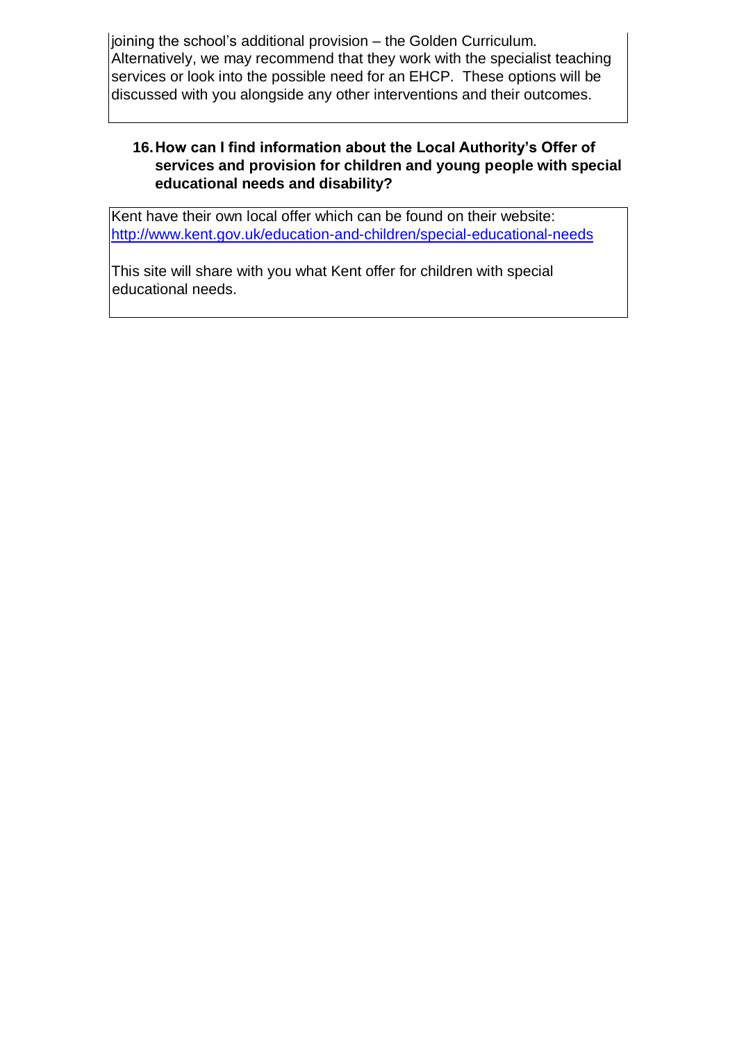joining the school's additional provision – the Golden Curriculum. Alternatively, we may recommend that they work with the specialist teaching services or look into the possible need for an EHCP. These options will be discussed with you alongside any other interventions and their outcomes.

**16. How can I find information about the Local Authority's Offer of services and provision for children and young people with special educational needs and disability?**

Kent have their own local offer which can be found on their website: http://www.kent.gov.uk/education-and-children/special-educational-needs

This site will share with you what Kent offer for children with special educational needs.